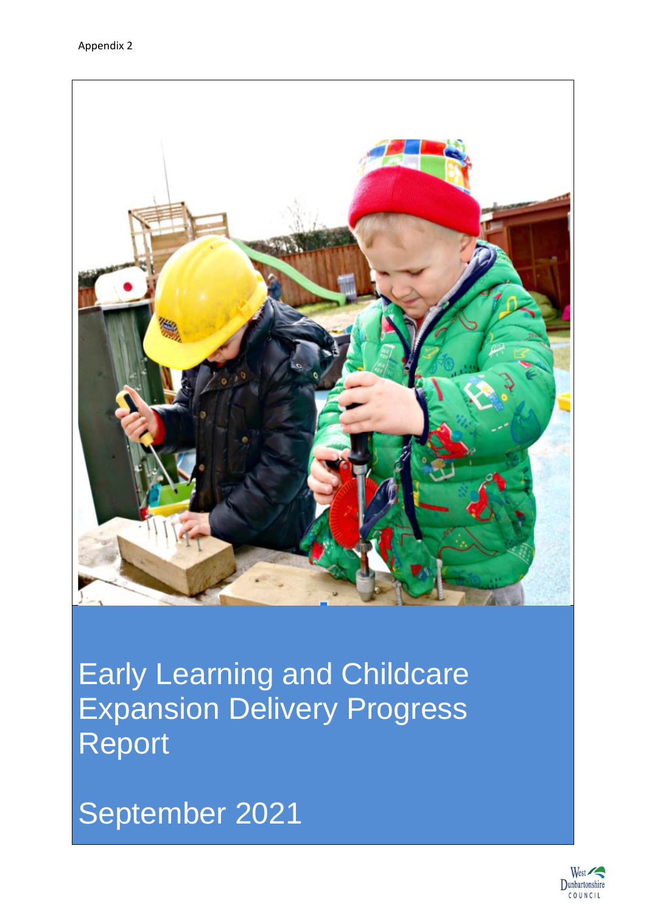Appendix 2

# Early Learning and Childcare Expansion Delivery Progress Report

## September 2021

West Dunbartonshire COUNCIL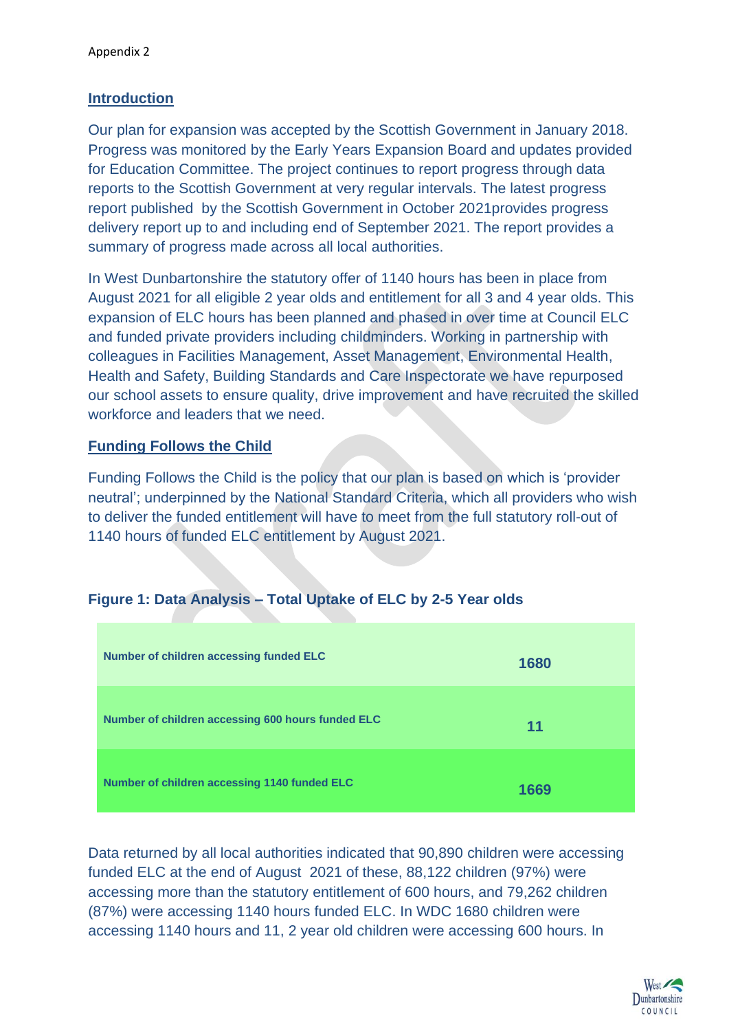Appendix 2

## Introduction

Our plan for expansion was accepted by the Scottish Government in January 2018. Progress was monitored by the Early Years Expansion Board and updates provided for Education Committee. The project continues to report progress through data reports to the Scottish Government at very regular intervals. The latest progress report published by the Scottish Government in October 2021provides progress delivery report up to and including end of September 2021. The report provides a summary of progress made across all local authorities.

In West Dunbartonshire the statutory offer of 1140 hours has been in place from August 2021 for all eligible 2 year olds and entitlement for all 3 and 4 year olds. This expansion of ELC hours has been planned and phased in over time at Council ELC and funded private providers including childminders. Working in partnership with colleagues in Facilities Management, Asset Management, Environmental Health, Health and Safety, Building Standards and Care Inspectorate we have repurposed our school assets to ensure quality, drive improvement and have recruited the skilled workforce and leaders that we need.

## Funding Follows the Child

Funding Follows the Child is the policy that our plan is based on which is 'provider neutral'; underpinned by the National Standard Criteria, which all providers who wish to deliver the funded entitlement will have to meet from the full statutory roll-out of 1140 hours of funded ELC entitlement by August 2021.

### Figure 1: Data Analysis – Total Uptake of ELC by 2-5 Year olds

| | |
|---|---|
| **Number of children accessing funded ELC** | **1680** |
| **Number of children accessing 600 hours funded ELC** | **11** |
| **Number of children accessing 1140 funded ELC** | **1669** |

Data returned by all local authorities indicated that 90,890 children were accessing funded ELC at the end of August 2021 of these, 88,122 children (97%) were accessing more than the statutory entitlement of 600 hours, and 79,262 children (87%) were accessing 1140 hours funded ELC. In WDC 1680 children were accessing 1140 hours and 11, 2 year old children were accessing 600 hours. In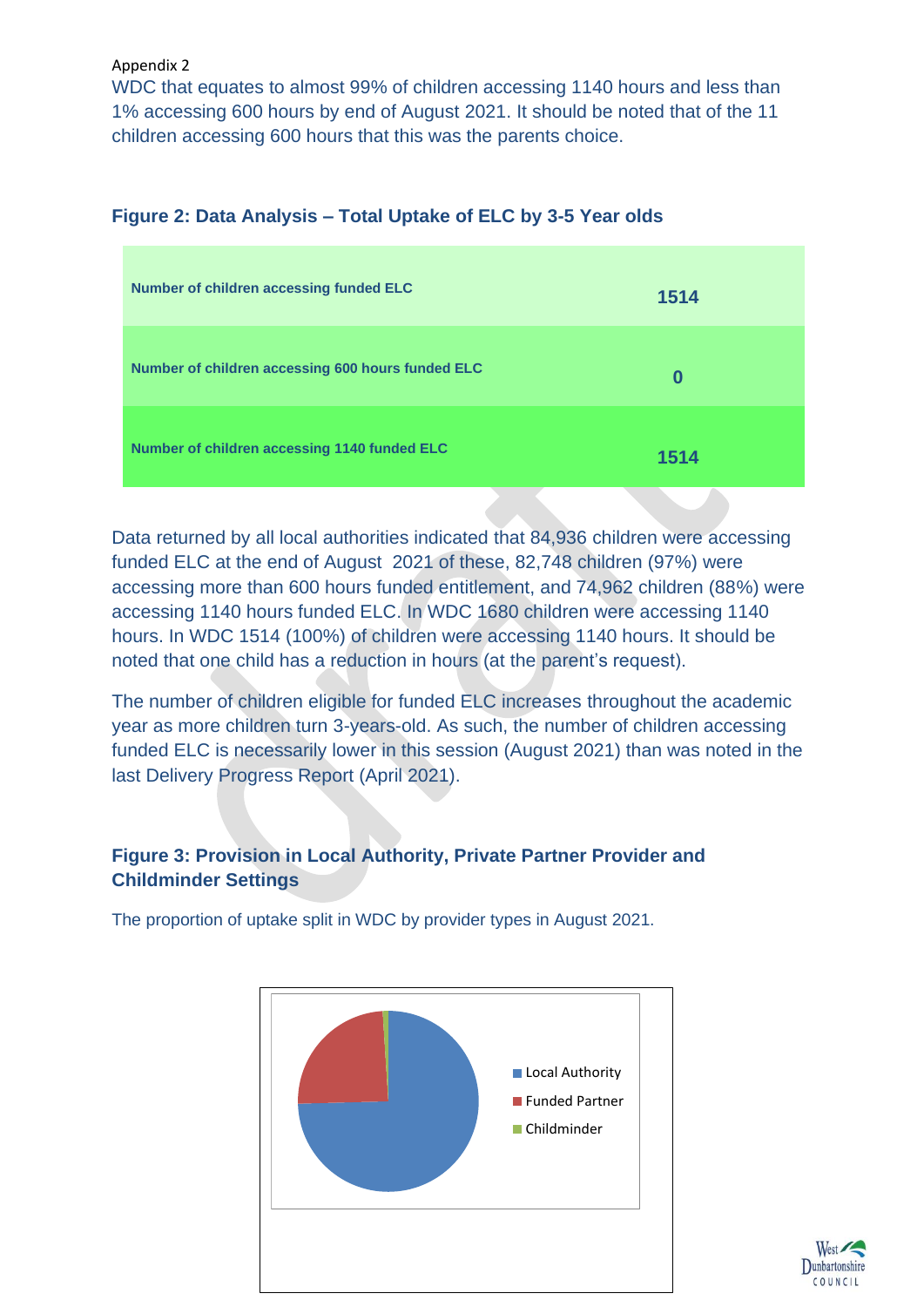Appendix 2

WDC that equates to almost 99% of children accessing 1140 hours and less than 1% accessing 600 hours by end of August 2021. It should be noted that of the 11 children accessing 600 hours that this was the parents choice.

### Figure 2: Data Analysis – Total Uptake of ELC by 3-5 Year olds

| | |
|---|---|
| **Number of children accessing funded ELC** | **1514** |
| **Number of children accessing 600 hours funded ELC** | **0** |
| **Number of children accessing 1140 funded ELC** | **1514** |

Data returned by all local authorities indicated that 84,936 children were accessing funded ELC at the end of August 2021 of these, 82,748 children (97%) were accessing more than 600 hours funded entitlement, and 74,962 children (88%) were accessing 1140 hours funded ELC. In WDC 1680 children were accessing 1140 hours. In WDC 1514 (100%) of children were accessing 1140 hours. It should be noted that one child has a reduction in hours (at the parent's request).

The number of children eligible for funded ELC increases throughout the academic year as more children turn 3-years-old. As such, the number of children accessing funded ELC is necessarily lower in this session (August 2021) than was noted in the last Delivery Progress Report (April 2021).

### Figure 3: Provision in Local Authority, Private Partner Provider and Childminder Settings

The proportion of uptake split in WDC by provider types in August 2021.

Local Authority
Funded Partner
Childminder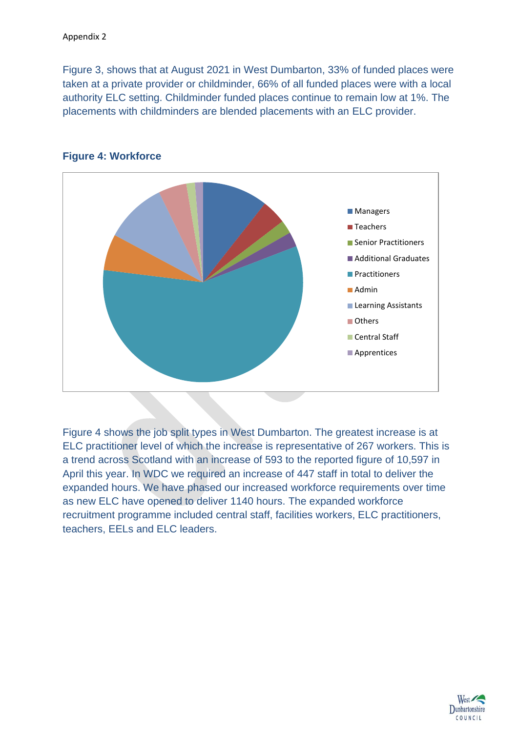Appendix 2

Figure 3, shows that at August 2021 in West Dumbarton, 33% of funded places were taken at a private provider or childminder, 66% of all funded places were with a local authority ELC setting. Childminder funded places continue to remain low at 1%. The placements with childminders are blended placements with an ELC provider.

**Figure 4: Workforce**

- Managers
- Teachers
- Senior Practitioners
- Additional Graduates
- Practitioners
- Admin
- Learning Assistants
- Others
- Central Staff
- Apprentices

Figure 4 shows the job split types in West Dumbarton. The greatest increase is at ELC practitioner level of which the increase is representative of 267 workers. This is a trend across Scotland with an increase of 593 to the reported figure of 10,597 in April this year. In WDC we required an increase of 447 staff in total to deliver the expanded hours. We have phased our increased workforce requirements over time as new ELC have opened to deliver 1140 hours. The expanded workforce recruitment programme included central staff, facilities workers, ELC practitioners, teachers, EELs and ELC leaders.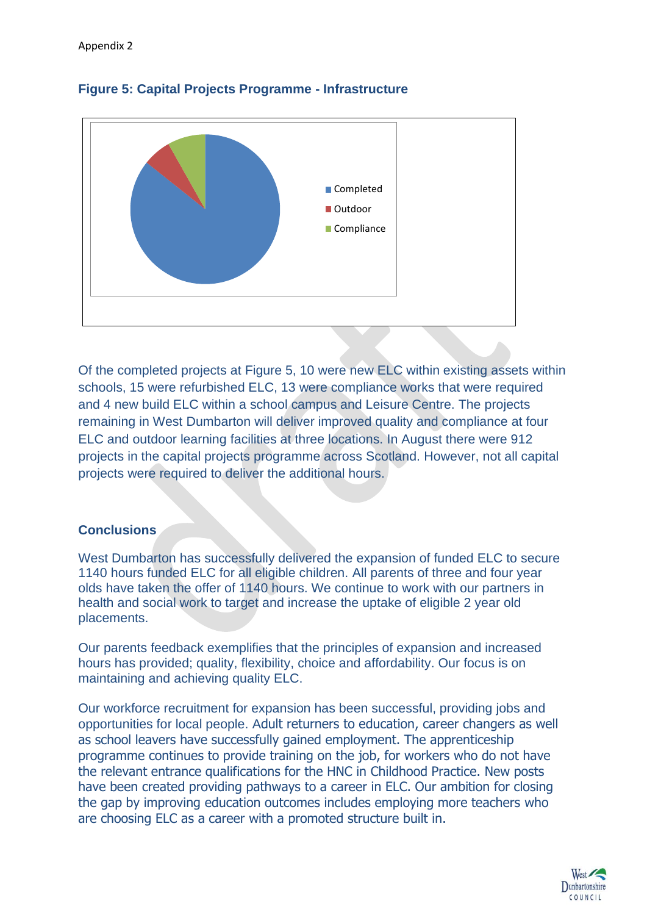Appendix 2

**Figure 5: Capital Projects Programme - Infrastructure**

Completed
Outdoor
Compliance

Of the completed projects at Figure 5, 10 were new ELC within existing assets within schools, 15 were refurbished ELC, 13 were compliance works that were required and 4 new build ELC within a school campus and Leisure Centre. The projects remaining in West Dumbarton will deliver improved quality and compliance at four ELC and outdoor learning facilities at three locations. In August there were 912 projects in the capital projects programme across Scotland. However, not all capital projects were required to deliver the additional hours.

## Conclusions

West Dumbarton has successfully delivered the expansion of funded ELC to secure 1140 hours funded ELC for all eligible children. All parents of three and four year olds have taken the offer of 1140 hours. We continue to work with our partners in health and social work to target and increase the uptake of eligible 2 year old placements.

Our parents feedback exemplifies that the principles of expansion and increased hours has provided; quality, flexibility, choice and affordability. Our focus is on maintaining and achieving quality ELC.

Our workforce recruitment for expansion has been successful, providing jobs and opportunities for local people. Adult returners to education, career changers as well as school leavers have successfully gained employment. The apprenticeship programme continues to provide training on the job, for workers who do not have the relevant entrance qualifications for the HNC in Childhood Practice. New posts have been created providing pathways to a career in ELC. Our ambition for closing the gap by improving education outcomes includes employing more teachers who are choosing ELC as a career with a promoted structure built in.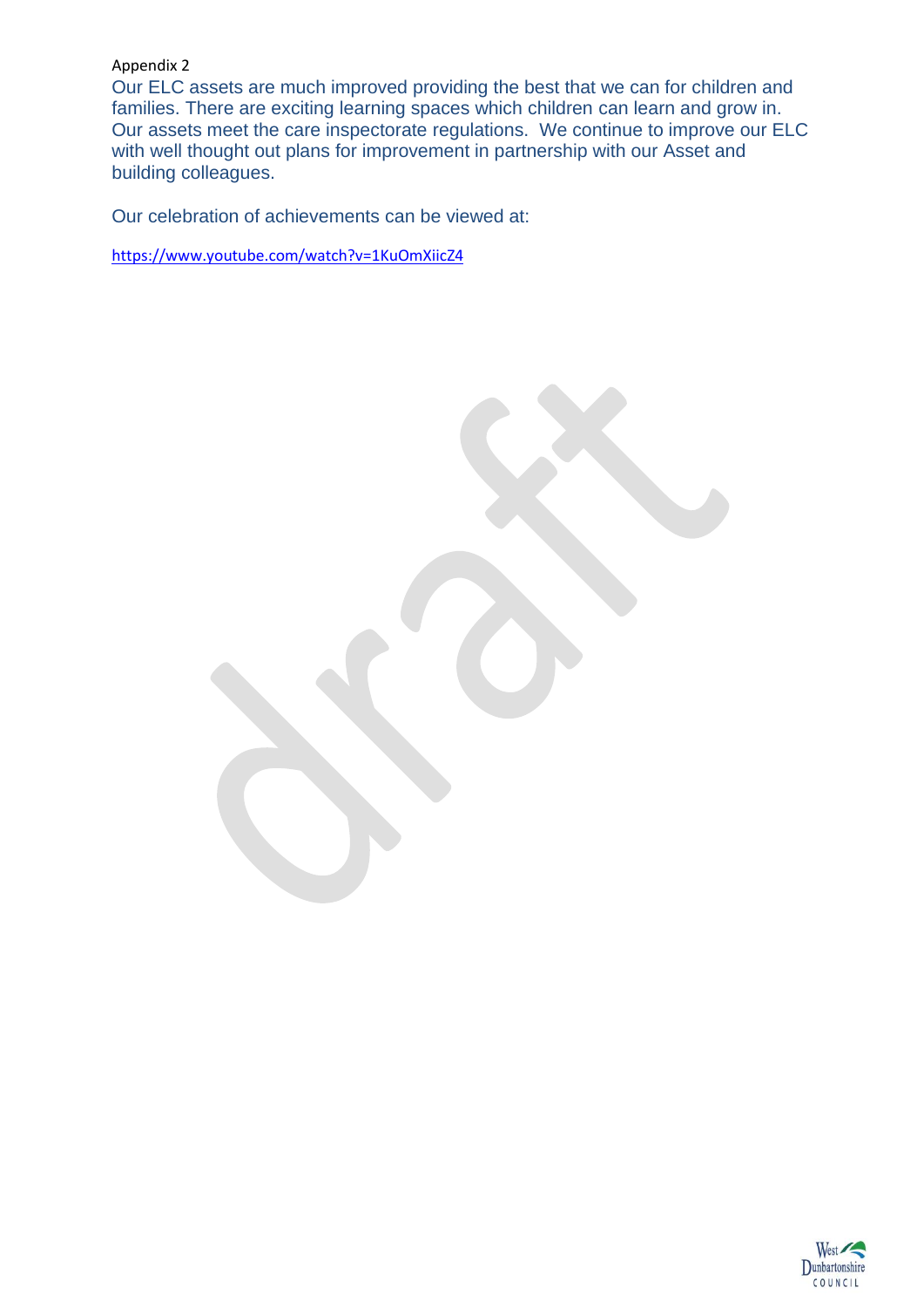Appendix 2

Our ELC assets are much improved providing the best that we can for children and families. There are exciting learning spaces which children can learn and grow in. Our assets meet the care inspectorate regulations. We continue to improve our ELC with well thought out plans for improvement in partnership with our Asset and building colleagues.

Our celebration of achievements can be viewed at:

https://www.youtube.com/watch?v=1KuOmXiicZ4